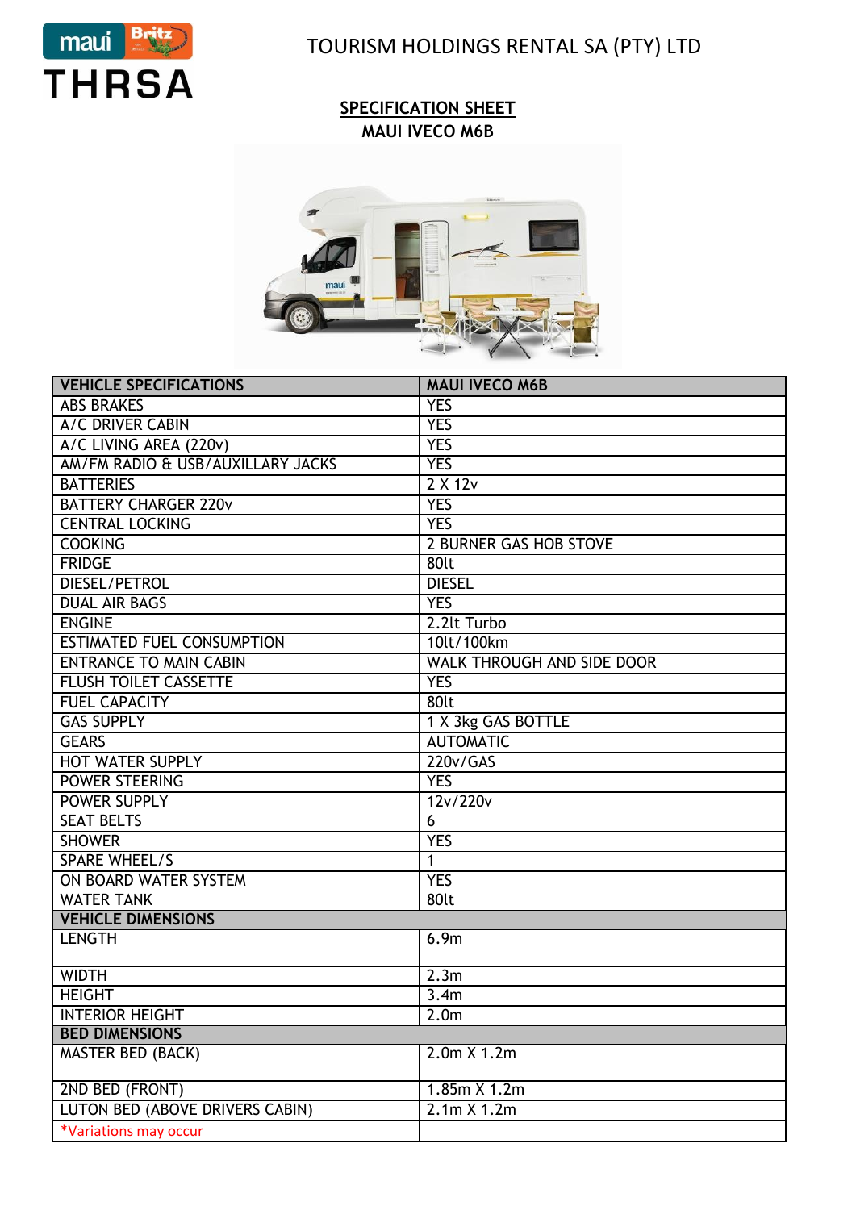# TOURISM HOLDINGS RENTAL SA (PTY) LTD

## SPECIFICATION SHEET

### MAUI IVECO M6B

| VEHICLE SPECIFICATIONS | MAUI IVECO M6B |
|---|---|
| ABS BRAKES | YES |
| A/C DRIVER CABIN | YES |
| A/C LIVING AREA (220v) | YES |
| AM/FM RADIO & USB/AUXILLARY JACKS | YES |
| BATTERIES | 2 X 12v |
| BATTERY CHARGER 220v | YES |
| CENTRAL LOCKING | YES |
| COOKING | 2 BURNER GAS HOB STOVE |
| FRIDGE | 80lt |
| DIESEL/PETROL | DIESEL |
| DUAL AIR BAGS | YES |
| ENGINE | 2.2lt Turbo |
| ESTIMATED FUEL CONSUMPTION | 10lt/100km |
| ENTRANCE TO MAIN CABIN | WALK THROUGH AND SIDE DOOR |
| FLUSH TOILET CASSETTE | YES |
| FUEL CAPACITY | 80lt |
| GAS SUPPLY | 1 X 3kg GAS BOTTLE |
| GEARS | AUTOMATIC |
| HOT WATER SUPPLY | 220v/GAS |
| POWER STEERING | YES |
| POWER SUPPLY | 12v/220v |
| SEAT BELTS | 6 |
| SHOWER | YES |
| SPARE WHEEL/S | 1 |
| ON BOARD WATER SYSTEM | YES |
| WATER TANK | 80lt |
| **VEHICLE DIMENSIONS** | |
| LENGTH | 6.9m |
| WIDTH | 2.3m |
| HEIGHT | 3.4m |
| INTERIOR HEIGHT | 2.0m |
| **BED DIMENSIONS** | |
| MASTER BED (BACK) | 2.0m X 1.2m |
| 2ND BED (FRONT) | 1.85m X 1.2m |
| LUTON BED (ABOVE DRIVERS CABIN) | 2.1m X 1.2m |
| *Variations may occur | |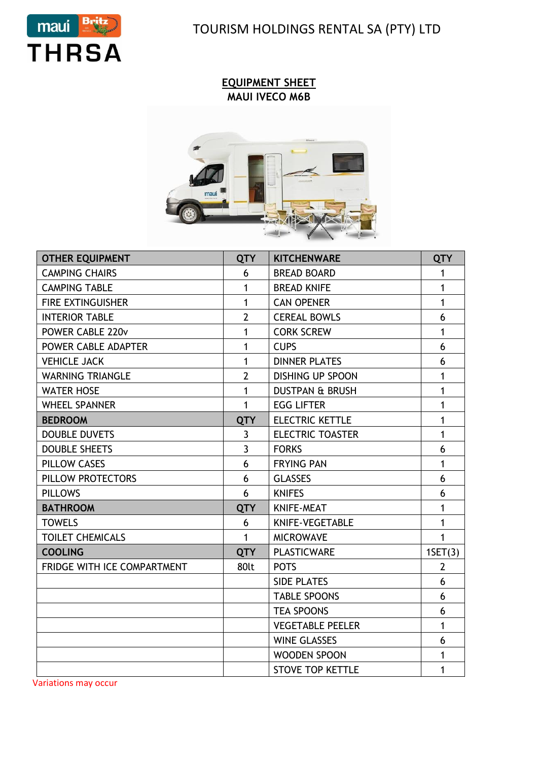TOURISM HOLDINGS RENTAL SA (PTY) LTD

## EQUIPMENT SHEET
## MAUI IVECO M6B

| OTHER EQUIPMENT | QTY | KITCHENWARE | QTY |
|---|---|---|---|
| CAMPING CHAIRS | 6 | BREAD BOARD | 1 |
| CAMPING TABLE | 1 | BREAD KNIFE | 1 |
| FIRE EXTINGUISHER | 1 | CAN OPENER | 1 |
| INTERIOR TABLE | 2 | CEREAL BOWLS | 6 |
| POWER CABLE 220v | 1 | CORK SCREW | 1 |
| POWER CABLE ADAPTER | 1 | CUPS | 6 |
| VEHICLE JACK | 1 | DINNER PLATES | 6 |
| WARNING TRIANGLE | 2 | DISHING UP SPOON | 1 |
| WATER HOSE | 1 | DUSTPAN & BRUSH | 1 |
| WHEEL SPANNER | 1 | EGG LIFTER | 1 |
| **BEDROOM** | **QTY** | ELECTRIC KETTLE | 1 |
| DOUBLE DUVETS | 3 | ELECTRIC TOASTER | 1 |
| DOUBLE SHEETS | 3 | FORKS | 6 |
| PILLOW CASES | 6 | FRYING PAN | 1 |
| PILLOW PROTECTORS | 6 | GLASSES | 6 |
| PILLOWS | 6 | KNIFES | 6 |
| **BATHROOM** | **QTY** | KNIFE-MEAT | 1 |
| TOWELS | 6 | KNIFE-VEGETABLE | 1 |
| TOILET CHEMICALS | 1 | MICROWAVE | 1 |
| **COOLING** | **QTY** | PLASTICWARE | 1SET(3) |
| FRIDGE WITH ICE COMPARTMENT | 80lt | POTS | 2 |
| | | SIDE PLATES | 6 |
| | | TABLE SPOONS | 6 |
| | | TEA SPOONS | 6 |
| | | VEGETABLE PEELER | 1 |
| | | WINE GLASSES | 6 |
| | | WOODEN SPOON | 1 |
| | | STOVE TOP KETTLE | 1 |

Variations may occur